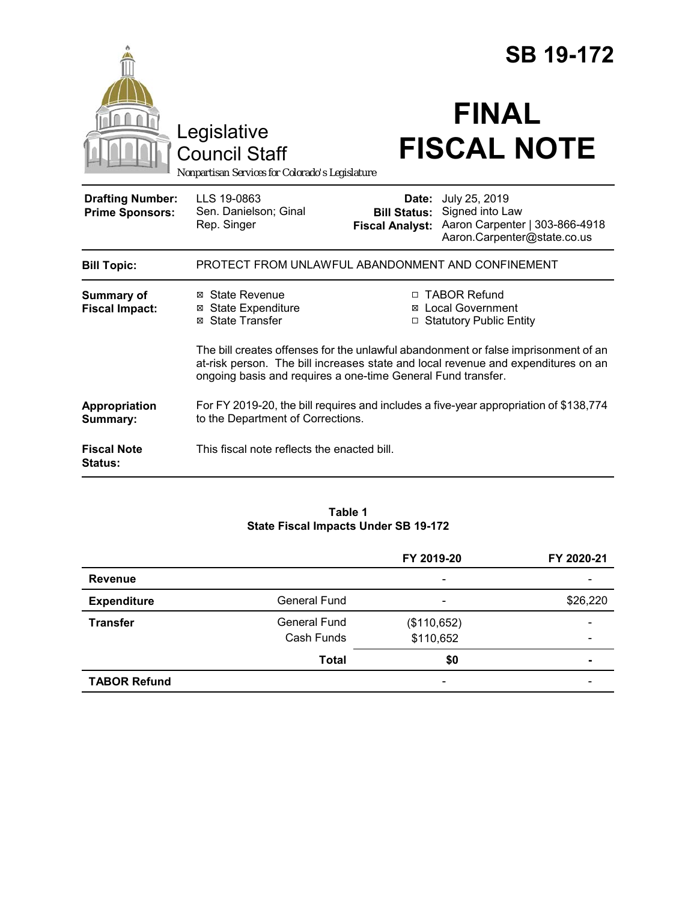# SB 19-172

# FINAL FISCAL NOTE

Legislative Council Staff

*Nonpartisan Services for Colorado's Legislature*

| | | | |
|---|---|---|---|
| **Drafting Number:** | LLS 19-0863 | **Date:** | July 25, 2019 |
| **Prime Sponsors:** | Sen. Danielson; Ginal<br>Rep. Singer | **Bill Status:** | Signed into Law |
| | | **Fiscal Analyst:** | Aaron Carpenter \| 303-866-4918<br>Aaron.Carpenter@state.co.us |

| | |
|---|---|
| **Bill Topic:** | PROTECT FROM UNLAWFUL ABANDONMENT AND CONFINEMENT |
| **Summary of Fiscal Impact:** | ☒ State Revenue ☒ State Expenditure ☒ State Transfer ☐ TABOR Refund ☒ Local Government ☐ Statutory Public Entity<br><br>The bill creates offenses for the unlawful abandonment or false imprisonment of an at-risk person. The bill increases state and local revenue and expenditures on an ongoing basis and requires a one-time General Fund transfer. |
| **Appropriation Summary:** | For FY 2019-20, the bill requires and includes a five-year appropriation of $138,774 to the Department of Corrections. |
| **Fiscal Note Status:** | This fiscal note reflects the enacted bill. |

**Table 1**
**State Fiscal Impacts Under SB 19-172**

| | | FY 2019-20 | FY 2020-21 |
|---|---|---|---|
| **Revenue** | | - | - |
| **Expenditure** | General Fund | - | $26,220 |
| **Transfer** | General Fund | ($110,652) | - |
| | Cash Funds | $110,652 | - |
| | **Total** | **$0** | **-** |
| **TABOR Refund** | | - | - |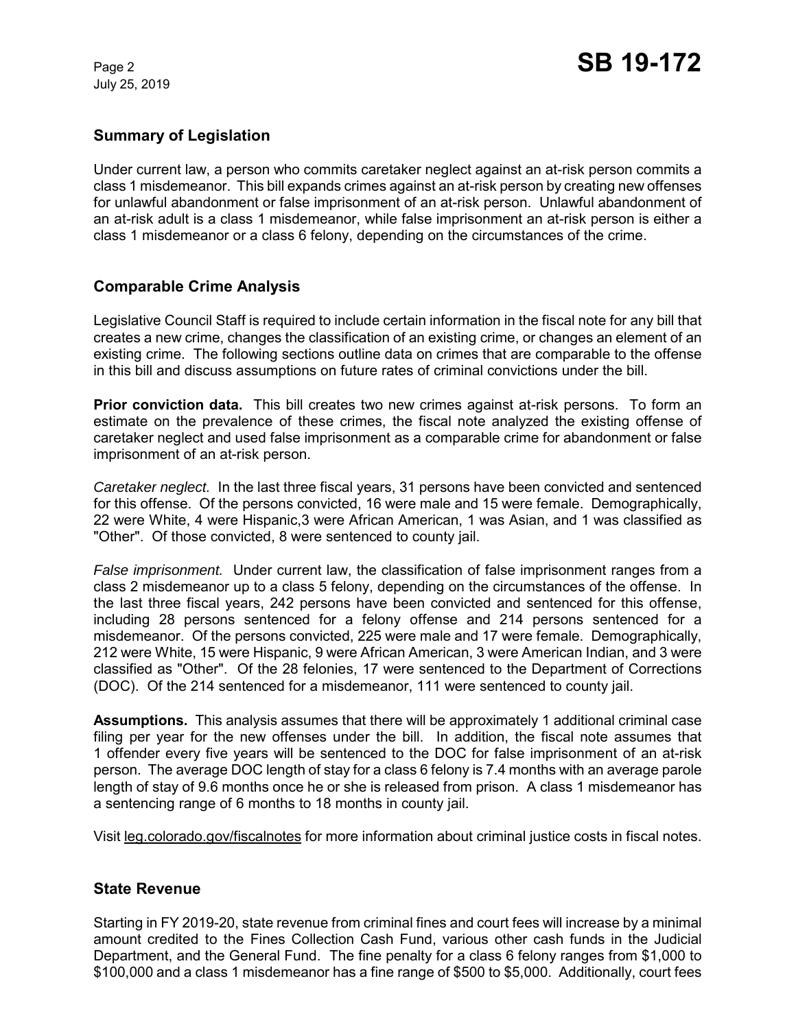## Summary of Legislation

Under current law, a person who commits caretaker neglect against an at-risk person commits a class 1 misdemeanor. This bill expands crimes against an at-risk person by creating new offenses for unlawful abandonment or false imprisonment of an at-risk person. Unlawful abandonment of an at-risk adult is a class 1 misdemeanor, while false imprisonment an at-risk person is either a class 1 misdemeanor or a class 6 felony, depending on the circumstances of the crime.

## Comparable Crime Analysis

Legislative Council Staff is required to include certain information in the fiscal note for any bill that creates a new crime, changes the classification of an existing crime, or changes an element of an existing crime. The following sections outline data on crimes that are comparable to the offense in this bill and discuss assumptions on future rates of criminal convictions under the bill.

**Prior conviction data.** This bill creates two new crimes against at-risk persons. To form an estimate on the prevalence of these crimes, the fiscal note analyzed the existing offense of caretaker neglect and used false imprisonment as a comparable crime for abandonment or false imprisonment of an at-risk person.

*Caretaker neglect.* In the last three fiscal years, 31 persons have been convicted and sentenced for this offense. Of the persons convicted, 16 were male and 15 were female. Demographically, 22 were White, 4 were Hispanic,3 were African American, 1 was Asian, and 1 was classified as "Other". Of those convicted, 8 were sentenced to county jail.

*False imprisonment.* Under current law, the classification of false imprisonment ranges from a class 2 misdemeanor up to a class 5 felony, depending on the circumstances of the offense. In the last three fiscal years, 242 persons have been convicted and sentenced for this offense, including 28 persons sentenced for a felony offense and 214 persons sentenced for a misdemeanor. Of the persons convicted, 225 were male and 17 were female. Demographically, 212 were White, 15 were Hispanic, 9 were African American, 3 were American Indian, and 3 were classified as "Other". Of the 28 felonies, 17 were sentenced to the Department of Corrections (DOC). Of the 214 sentenced for a misdemeanor, 111 were sentenced to county jail.

**Assumptions.** This analysis assumes that there will be approximately 1 additional criminal case filing per year for the new offenses under the bill. In addition, the fiscal note assumes that 1 offender every five years will be sentenced to the DOC for false imprisonment of an at-risk person. The average DOC length of stay for a class 6 felony is 7.4 months with an average parole length of stay of 9.6 months once he or she is released from prison. A class 1 misdemeanor has a sentencing range of 6 months to 18 months in county jail.

Visit leg.colorado.gov/fiscalnotes for more information about criminal justice costs in fiscal notes.

## State Revenue

Starting in FY 2019-20, state revenue from criminal fines and court fees will increase by a minimal amount credited to the Fines Collection Cash Fund, various other cash funds in the Judicial Department, and the General Fund. The fine penalty for a class 6 felony ranges from $1,000 to $100,000 and a class 1 misdemeanor has a fine range of $500 to $5,000. Additionally, court fees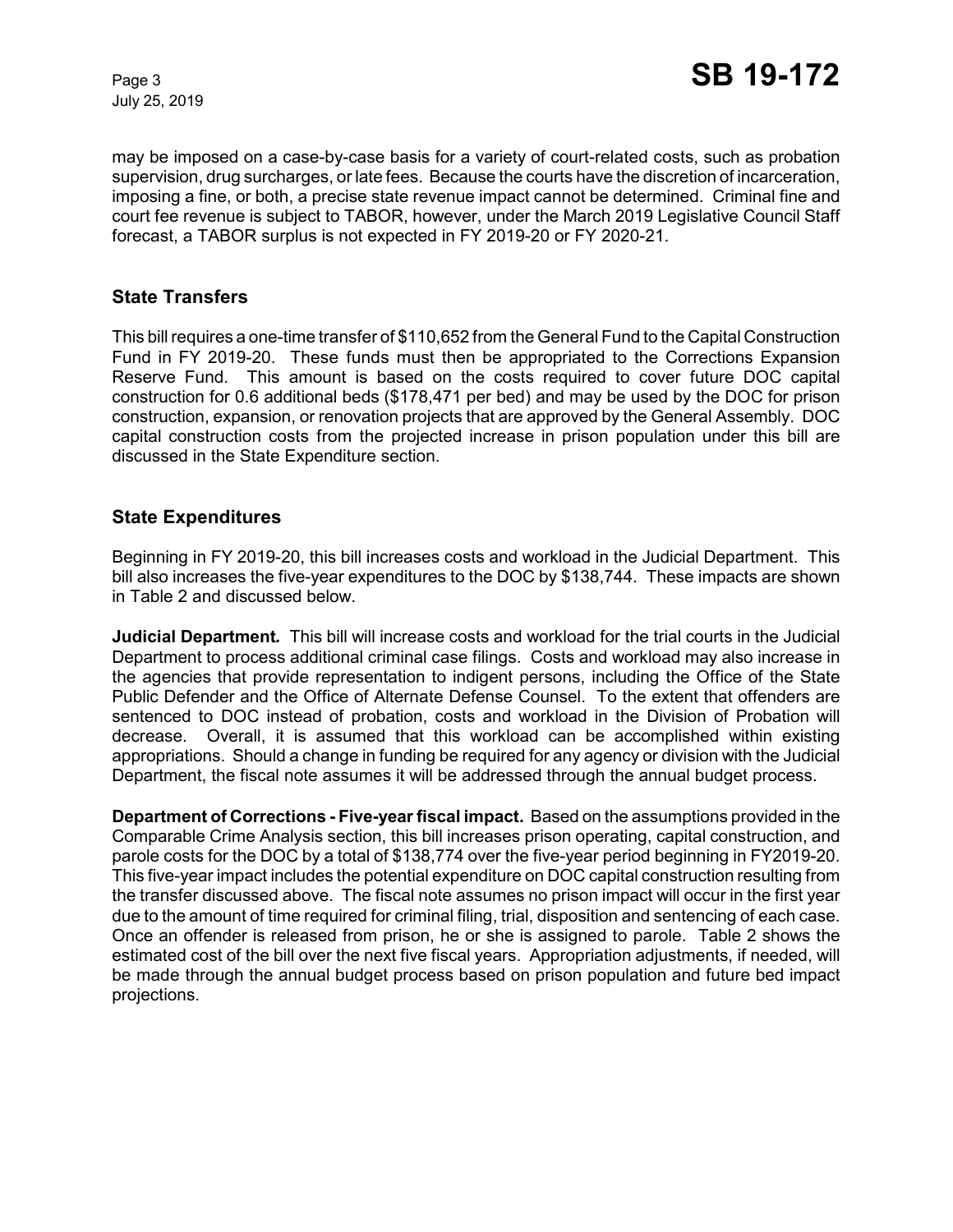may be imposed on a case-by-case basis for a variety of court-related costs, such as probation supervision, drug surcharges, or late fees. Because the courts have the discretion of incarceration, imposing a fine, or both, a precise state revenue impact cannot be determined. Criminal fine and court fee revenue is subject to TABOR, however, under the March 2019 Legislative Council Staff forecast, a TABOR surplus is not expected in FY 2019-20 or FY 2020-21.

## State Transfers

This bill requires a one-time transfer of $110,652 from the General Fund to the Capital Construction Fund in FY 2019-20. These funds must then be appropriated to the Corrections Expansion Reserve Fund. This amount is based on the costs required to cover future DOC capital construction for 0.6 additional beds ($178,471 per bed) and may be used by the DOC for prison construction, expansion, or renovation projects that are approved by the General Assembly. DOC capital construction costs from the projected increase in prison population under this bill are discussed in the State Expenditure section.

## State Expenditures

Beginning in FY 2019-20, this bill increases costs and workload in the Judicial Department. This bill also increases the five-year expenditures to the DOC by $138,744. These impacts are shown in Table 2 and discussed below.

**Judicial Department.** This bill will increase costs and workload for the trial courts in the Judicial Department to process additional criminal case filings. Costs and workload may also increase in the agencies that provide representation to indigent persons, including the Office of the State Public Defender and the Office of Alternate Defense Counsel. To the extent that offenders are sentenced to DOC instead of probation, costs and workload in the Division of Probation will decrease. Overall, it is assumed that this workload can be accomplished within existing appropriations. Should a change in funding be required for any agency or division with the Judicial Department, the fiscal note assumes it will be addressed through the annual budget process.

**Department of Corrections - Five-year fiscal impact.** Based on the assumptions provided in the Comparable Crime Analysis section, this bill increases prison operating, capital construction, and parole costs for the DOC by a total of $138,774 over the five-year period beginning in FY2019-20. This five-year impact includes the potential expenditure on DOC capital construction resulting from the transfer discussed above. The fiscal note assumes no prison impact will occur in the first year due to the amount of time required for criminal filing, trial, disposition and sentencing of each case. Once an offender is released from prison, he or she is assigned to parole. Table 2 shows the estimated cost of the bill over the next five fiscal years. Appropriation adjustments, if needed, will be made through the annual budget process based on prison population and future bed impact projections.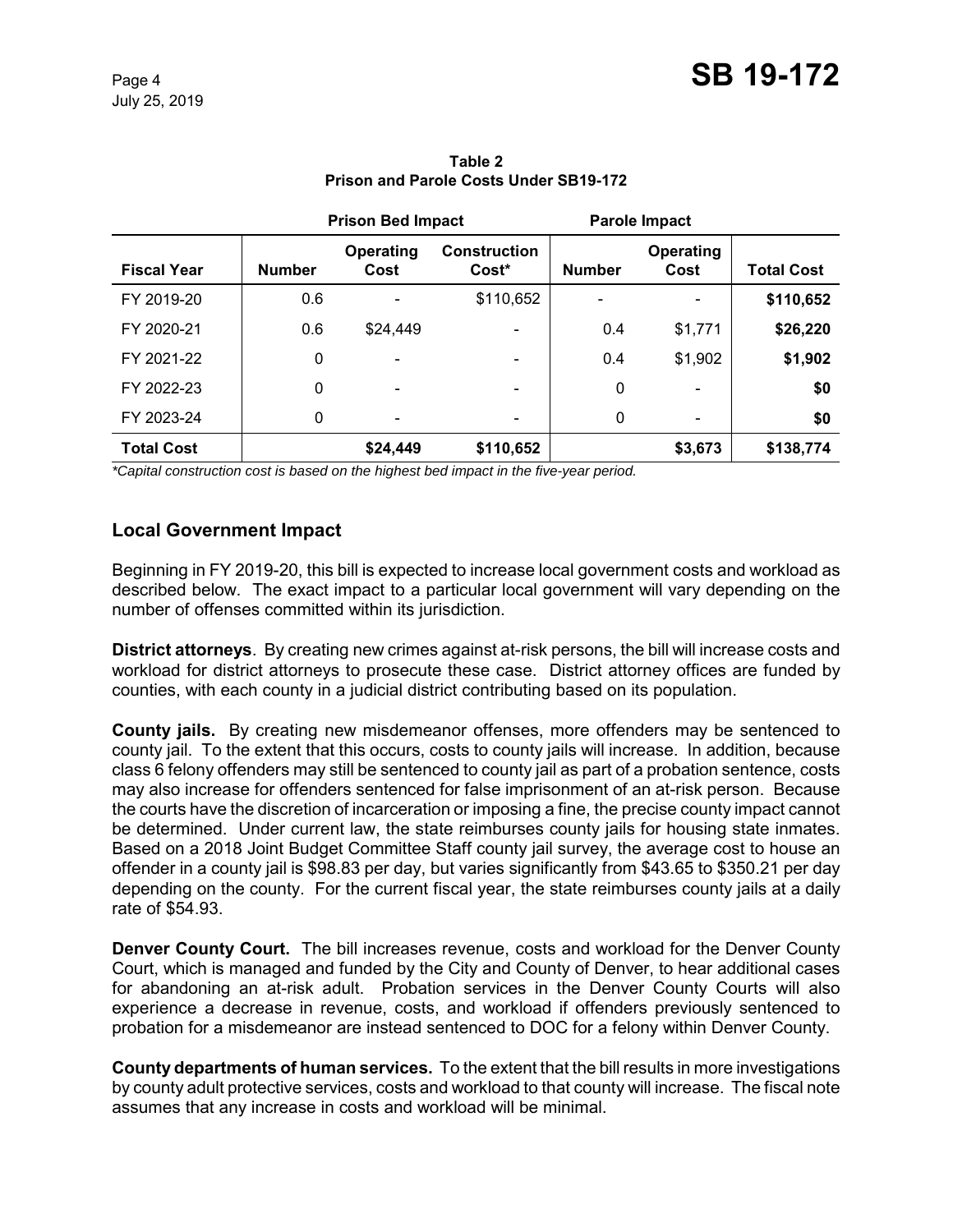**Table 2**
**Prison and Parole Costs Under SB19-172**

| | Prison Bed Impact | | | Parole Impact | | |
|---|---|---|---|---|---|---|
| **Fiscal Year** | **Number** | **Operating Cost** | **Construction Cost*** | **Number** | **Operating Cost** | **Total Cost** |
| FY 2019-20 | 0.6 | - | $110,652 | - | - | **$110,652** |
| FY 2020-21 | 0.6 | $24,449 | - | 0.4 | $1,771 | **$26,220** |
| FY 2021-22 | 0 | - | - | 0.4 | $1,902 | **$1,902** |
| FY 2022-23 | 0 | - | - | 0 | - | **$0** |
| FY 2023-24 | 0 | - | - | 0 | - | **$0** |
| **Total Cost** | | **$24,449** | **$110,652** | | **$3,673** | **$138,774** |

*\*Capital construction cost is based on the highest bed impact in the five-year period.*

## Local Government Impact

Beginning in FY 2019-20, this bill is expected to increase local government costs and workload as described below. The exact impact to a particular local government will vary depending on the number of offenses committed within its jurisdiction.

**District attorneys**. By creating new crimes against at-risk persons, the bill will increase costs and workload for district attorneys to prosecute these case. District attorney offices are funded by counties, with each county in a judicial district contributing based on its population.

**County jails.** By creating new misdemeanor offenses, more offenders may be sentenced to county jail. To the extent that this occurs, costs to county jails will increase. In addition, because class 6 felony offenders may still be sentenced to county jail as part of a probation sentence, costs may also increase for offenders sentenced for false imprisonment of an at-risk person. Because the courts have the discretion of incarceration or imposing a fine, the precise county impact cannot be determined. Under current law, the state reimburses county jails for housing state inmates. Based on a 2018 Joint Budget Committee Staff county jail survey, the average cost to house an offender in a county jail is $98.83 per day, but varies significantly from $43.65 to $350.21 per day depending on the county. For the current fiscal year, the state reimburses county jails at a daily rate of $54.93.

**Denver County Court.** The bill increases revenue, costs and workload for the Denver County Court, which is managed and funded by the City and County of Denver, to hear additional cases for abandoning an at-risk adult. Probation services in the Denver County Courts will also experience a decrease in revenue, costs, and workload if offenders previously sentenced to probation for a misdemeanor are instead sentenced to DOC for a felony within Denver County.

**County departments of human services.** To the extent that the bill results in more investigations by county adult protective services, costs and workload to that county will increase. The fiscal note assumes that any increase in costs and workload will be minimal.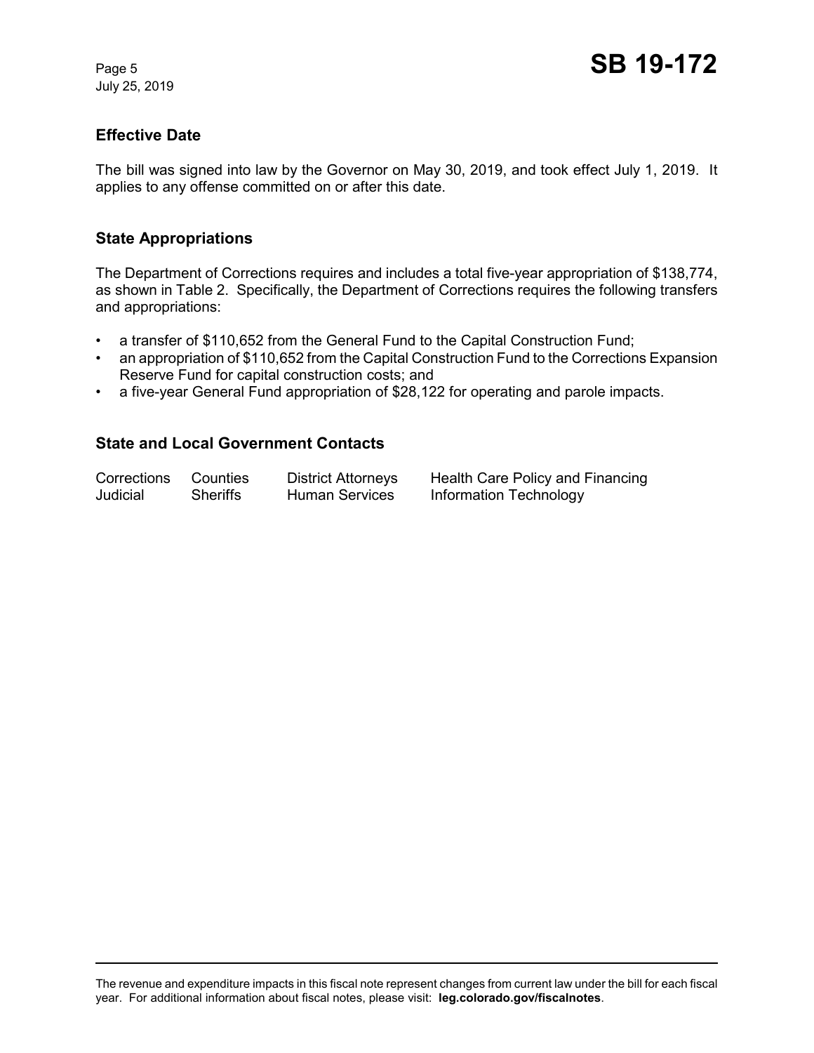## Effective Date

The bill was signed into law by the Governor on May 30, 2019, and took effect July 1, 2019. It applies to any offense committed on or after this date.

## State Appropriations

The Department of Corrections requires and includes a total five-year appropriation of $138,774, as shown in Table 2. Specifically, the Department of Corrections requires the following transfers and appropriations:

- a transfer of $110,652 from the General Fund to the Capital Construction Fund;
- an appropriation of $110,652 from the Capital Construction Fund to the Corrections Expansion Reserve Fund for capital construction costs; and
- a five-year General Fund appropriation of $28,122 for operating and parole impacts.

## State and Local Government Contacts

| | | | |
|---|---|---|---|
| Corrections | Counties | District Attorneys | Health Care Policy and Financing |
| Judicial | Sheriffs | Human Services | Information Technology |

The revenue and expenditure impacts in this fiscal note represent changes from current law under the bill for each fiscal year. For additional information about fiscal notes, please visit: **leg.colorado.gov/fiscalnotes**.